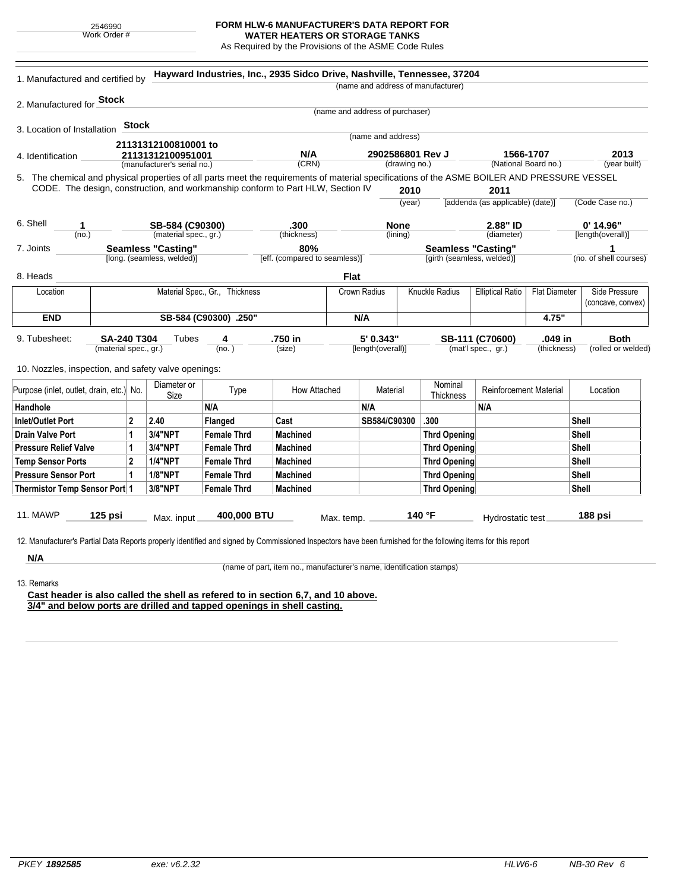2546990
Work Order #

# FORM HLW-6 MANUFACTURER'S DATA REPORT FOR WATER HEATERS OR STORAGE TANKS

As Required by the Provisions of the ASME Code Rules

1. Manufactured and certified by **Hayward Industries, Inc., 2935 Sidco Drive, Nashville, Tennessee, 37204**
(name and address of manufacturer)

2. Manufactured for **Stock**
(name and address of purchaser)

3. Location of Installation **Stock**
(name and address)

4. Identification **21131312100810001 to 21131312100951001** (manufacturer's serial no.) **N/A** (CRN) **2902586801 Rev J** (drawing no.) **1566-1707** (National Board no.) **2013** (year built)

5. The chemical and physical properties of all parts meet the requirements of material specifications of the ASME BOILER AND PRESSURE VESSEL CODE. The design, construction, and workmanship conform to Part HLW, Section IV **2010** (year) **2011** [addenda (as applicable) (date)] (Code Case no.)

6. Shell **1** (no.) **SB-584 (C90300)** (material spec., gr.) **.300** (thickness) **None** (lining) **2.88" ID** (diameter) **0' 14.96"** [length(overall)]

7. Joints **Seamless "Casting"** [long. (seamless, welded)] **80%** [eff. (compared to seamless)] **Seamless "Casting"** [girth (seamless, welded)] **1** (no. of shell courses)

8. Heads **Flat**

| Location | Material Spec., Gr., Thickness | Crown Radius | Knuckle Radius | Elliptical Ratio | Flat Diameter | Side Pressure (concave, convex) |
|---|---|---|---|---|---|---|
| **END** | **SB-584 (C90300) .250"** | **N/A** | | | **4.75"** | |

9. Tubesheet: **SA-240 T304** (material spec., gr.) Tubes **4** (no.) **.750 in** (size) **5' 0.343"** [length(overall)] **SB-111 (C70600)** (mat'l spec., gr.) **.049 in** (thickness) **Both** (rolled or welded)

10. Nozzles, inspection, and safety valve openings:

| Purpose (inlet, outlet, drain, etc.) | No. | Diameter or Size | Type | How Attached | Material | Nominal Thickness | Reinforcement Material | Location |
|---|---|---|---|---|---|---|---|---|
| **Handhole** | | | **N/A** | | **N/A** | | **N/A** | |
| **Inlet/Outlet Port** | **2** | **2.40** | **Flanged** | **Cast** | **SB584/C90300** | **.300** | | **Shell** |
| **Drain Valve Port** | **1** | **3/4"NPT** | **Female Thrd** | **Machined** | | **Thrd Opening** | | **Shell** |
| **Pressure Relief Valve** | **1** | **3/4"NPT** | **Female Thrd** | **Machined** | | **Thrd Opening** | | **Shell** |
| **Temp Sensor Ports** | **2** | **1/4"NPT** | **Female Thrd** | **Machined** | | **Thrd Opening** | | **Shell** |
| **Pressure Sensor Port** | **1** | **1/8"NPT** | **Female Thrd** | **Machined** | | **Thrd Opening** | | **Shell** |
| **Thermistor Temp Sensor Port** | **1** | **3/8"NPT** | **Female Thrd** | **Machined** | | **Thrd Opening** | | **Shell** |

11. MAWP **125 psi** Max. input **400,000 BTU** Max. temp. **140 °F** Hydrostatic test **188 psi**

12. Manufacturer's Partial Data Reports properly identified and signed by Commissioned Inspectors have been furnished for the following items for this report

**N/A**
(name of part, item no., manufacturer's name, identification stamps)

13. Remarks

**Cast header is also called the shell as refered to in section 6,7, and 10 above.**
**3/4" and below ports are drilled and tapped openings in shell casting.**

PKEY **1892585** exe: v6.2.32 HLW6-6 NB-30 Rev 6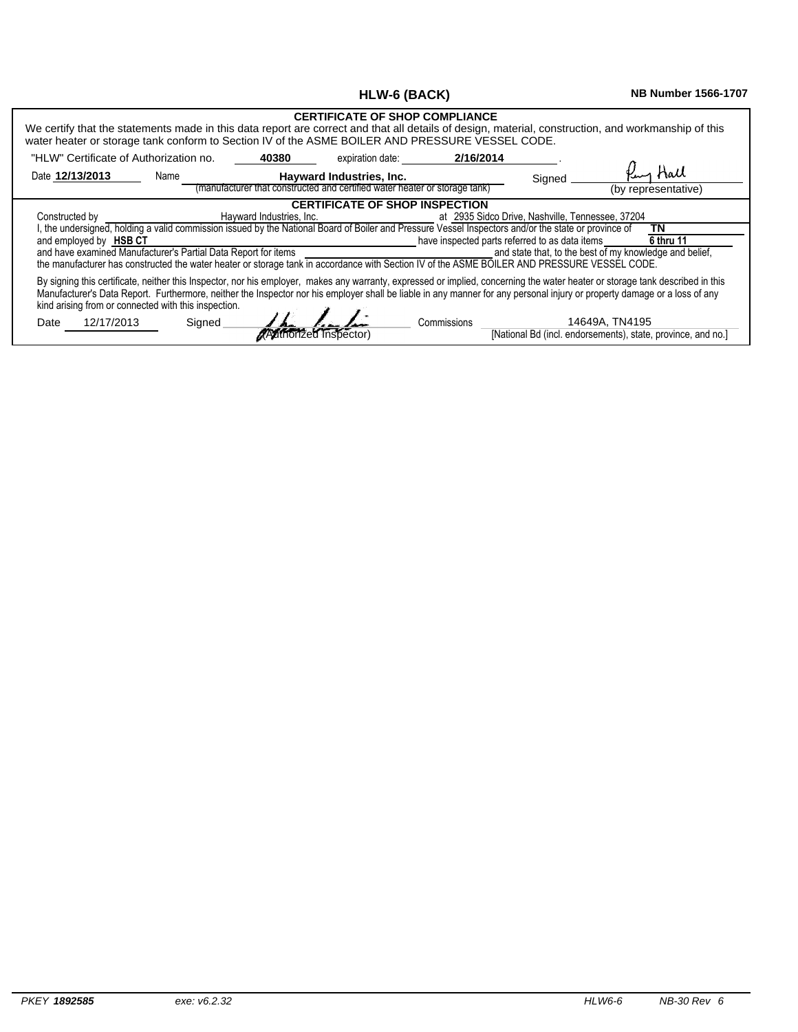**HLW-6 (BACK)** **NB Number 1566-1707**

## CERTIFICATE OF SHOP COMPLIANCE

We certify that the statements made in this data report are correct and that all details of design, material, construction, and workmanship of this water heater or storage tank conform to Section IV of the ASME BOILER AND PRESSURE VESSEL CODE.

"HLW" Certificate of Authorization no. **40380** expiration date: **2/16/2014** .

Date **12/13/2013** Name **Hayward Industries, Inc.** Signed Perry Hall

(manufacturer that constructed and certified water heater or storage tank) (by representative)

## CERTIFICATE OF SHOP INSPECTION

Constructed by Hayward Industries, Inc. at 2935 Sidco Drive, Nashville, Tennessee, 37204

I, the undersigned, holding a valid commission issued by the National Board of Boiler and Pressure Vessel Inspectors and/or the state or province of **TN** and employed by **HSB CT** have inspected parts referred to as data items **6 thru 11** and have examined Manufacturer's Partial Data Report for items \_\_\_\_\_\_\_\_ and state that, to the best of my knowledge and belief, the manufacturer has constructed the water heater or storage tank in accordance with Section IV of the ASME BOILER AND PRESSURE VESSEL CODE.

By signing this certificate, neither this Inspector, nor his employer, makes any warranty, expressed or implied, concerning the water heater or storage tank described in this Manufacturer's Data Report. Furthermore, neither the Inspector nor his employer shall be liable in any manner for any personal injury or property damage or a loss of any kind arising from or connected with this inspection.

Date 12/17/2013 Signed \_\_\_\_\_\_\_\_ (Authorized Inspector) Commissions 14649A, TN4195

[National Bd (incl. endorsements), state, province, and no.]

*PKEY* ***1892585*** *exe: v6.2.32* *HLW6-6* *NB-30 Rev 6*